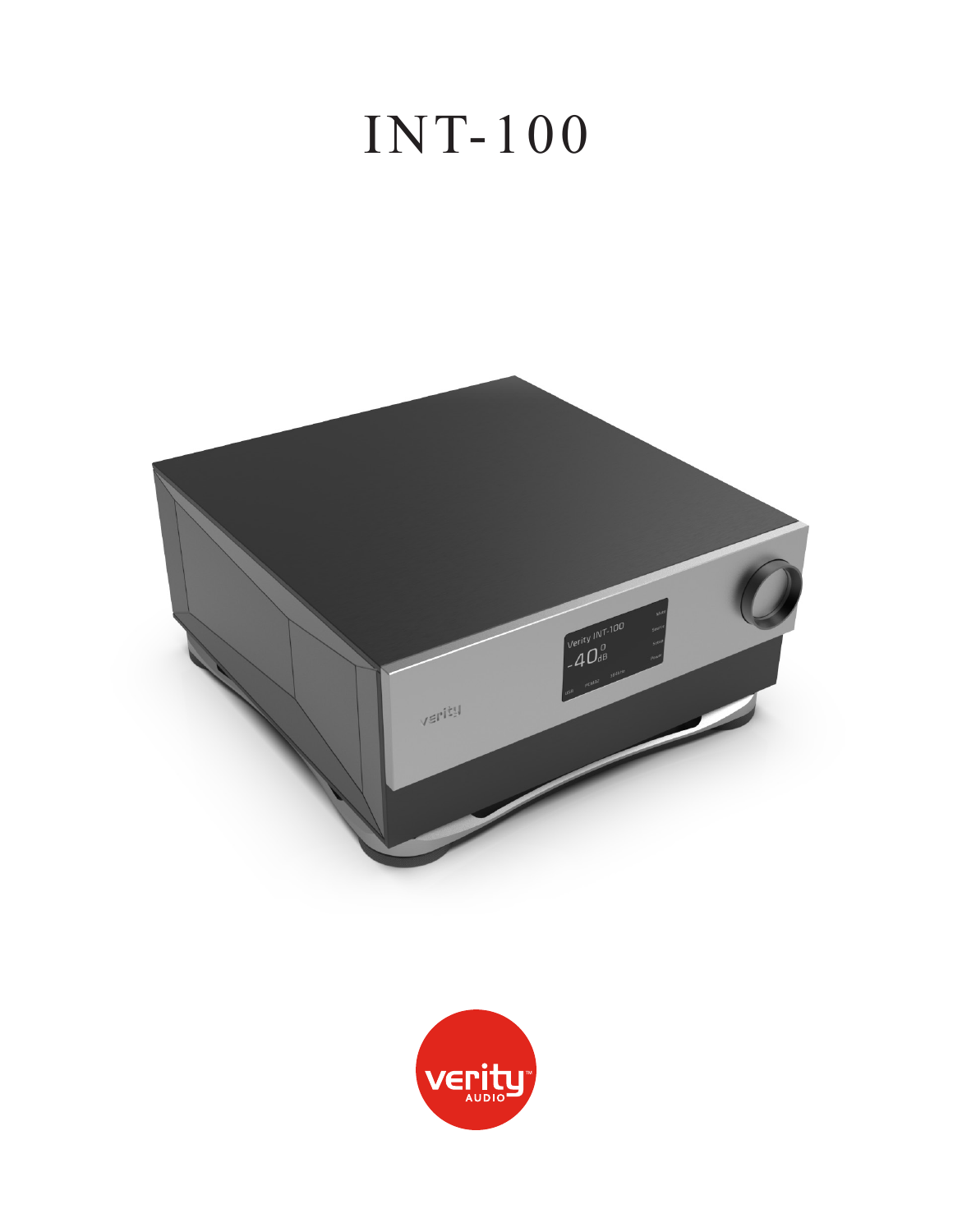# INT-100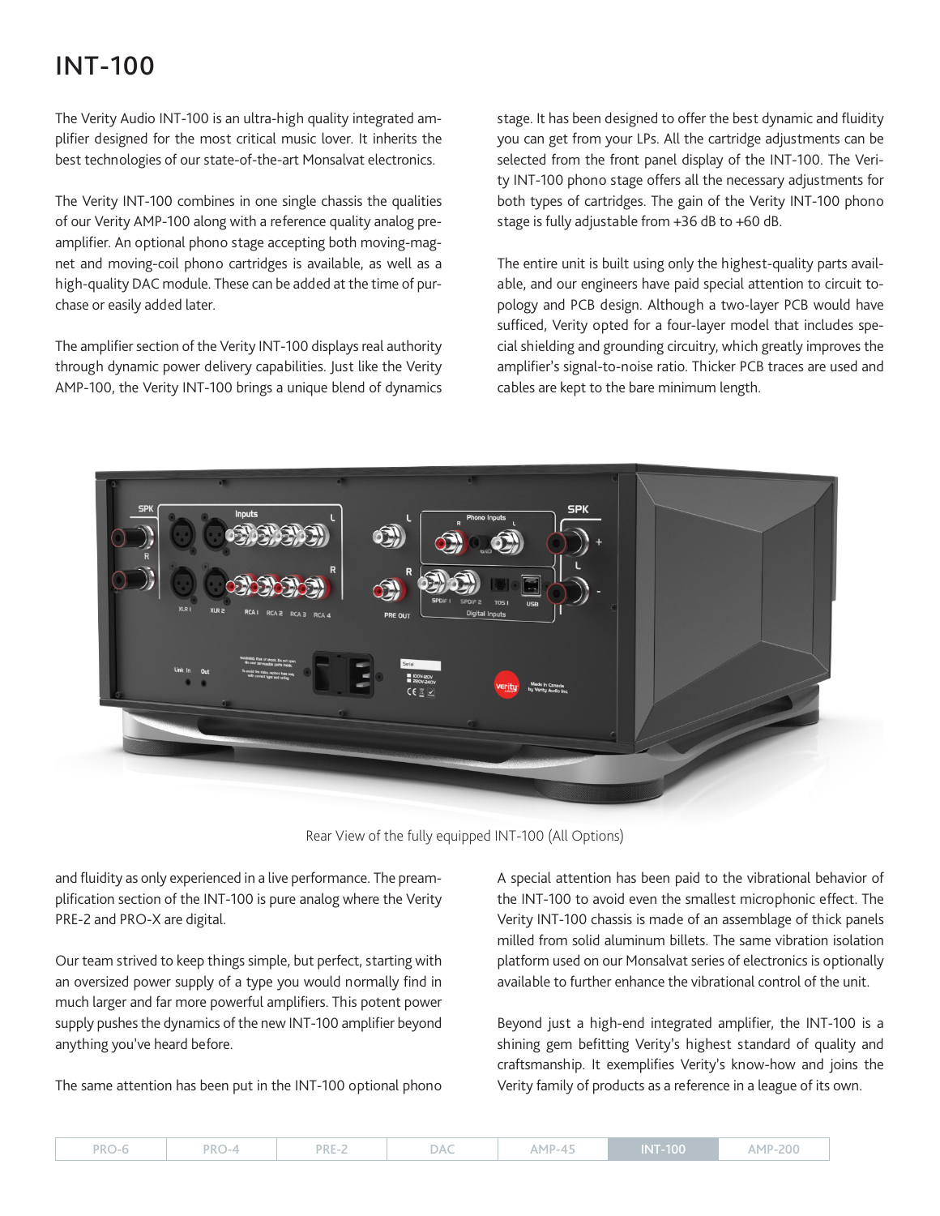# INT-100

The Verity Audio INT-100 is an ultra-high quality integrated amplifier designed for the most critical music lover. It inherits the best technologies of our state-of-the-art Monsalvat electronics.

The Verity INT-100 combines in one single chassis the qualities of our Verity AMP-100 along with a reference quality analog preamplifier. An optional phono stage accepting both moving-magnet and moving-coil phono cartridges is available, as well as a high-quality DAC module. These can be added at the time of purchase or easily added later.

The amplifier section of the Verity INT-100 displays real authority through dynamic power delivery capabilities. Just like the Verity AMP-100, the Verity INT-100 brings a unique blend of dynamics stage. It has been designed to offer the best dynamic and fluidity you can get from your LPs. All the cartridge adjustments can be selected from the front panel display of the INT-100. The Verity INT-100 phono stage offers all the necessary adjustments for both types of cartridges. The gain of the Verity INT-100 phono stage is fully adjustable from +36 dB to +60 dB.

The entire unit is built using only the highest-quality parts available, and our engineers have paid special attention to circuit topology and PCB design. Although a two-layer PCB would have sufficed, Verity opted for a four-layer model that includes special shielding and grounding circuitry, which greatly improves the amplifier's signal-to-noise ratio. Thicker PCB traces are used and cables are kept to the bare minimum length.

Rear View of the fully equipped INT-100 (All Options)

and fluidity as only experienced in a live performance. The preamplification section of the INT-100 is pure analog where the Verity PRE-2 and PRO-X are digital.

Our team strived to keep things simple, but perfect, starting with an oversized power supply of a type you would normally find in much larger and far more powerful amplifiers. This potent power supply pushes the dynamics of the new INT-100 amplifier beyond anything you've heard before.

The same attention has been put in the INT-100 optional phono

A special attention has been paid to the vibrational behavior of the INT-100 to avoid even the smallest microphonic effect. The Verity INT-100 chassis is made of an assemblage of thick panels milled from solid aluminum billets. The same vibration isolation platform used on our Monsalvat series of electronics is optionally available to further enhance the vibrational control of the unit.

Beyond just a high-end integrated amplifier, the INT-100 is a shining gem befitting Verity's highest standard of quality and craftsmanship. It exemplifies Verity's know-how and joins the Verity family of products as a reference in a league of its own.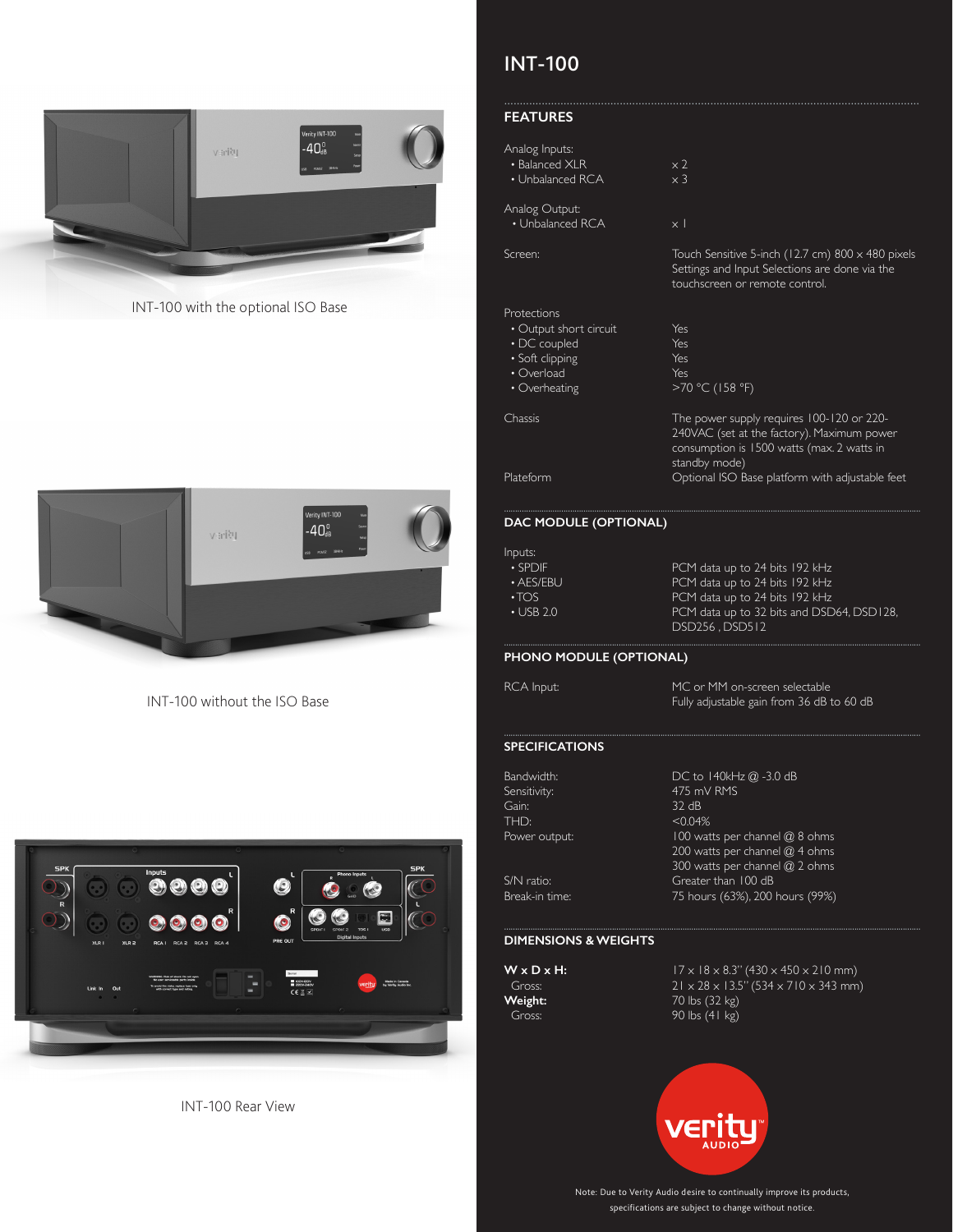INT-100 with the optional ISO Base

INT-100 without the ISO Base

INT-100 Rear View

# INT-100

## FEATURES

| | |
|---|---|
| Analog Inputs: | |
| • Balanced XLR | x 2 |
| • Unbalanced RCA | x 3 |
| Analog Output: | |
| • Unbalanced RCA | x 1 |
| Screen: | Touch Sensitive 5-inch (12.7 cm) 800 x 480 pixels Settings and Input Selections are done via the touchscreen or remote control. |
| Protections | |
| • Output short circuit | Yes |
| • DC coupled | Yes |
| • Soft clipping | Yes |
| • Overload | Yes |
| • Overheating | >70 °C (158 °F) |
| Chassis | The power supply requires 100-120 or 220-240VAC (set at the factory). Maximum power consumption is 1500 watts (max. 2 watts in standby mode) |
| Plateform | Optional ISO Base platform with adjustable feet |

## DAC MODULE (OPTIONAL)

| | |
|---|---|
| Inputs: | |
| • SPDIF | PCM data up to 24 bits 192 kHz |
| • AES/EBU | PCM data up to 24 bits 192 kHz |
| • TOS | PCM data up to 24 bits 192 kHz |
| • USB 2.0 | PCM data up to 32 bits and DSD64, DSD128, DSD256 , DSD512 |

## PHONO MODULE (OPTIONAL)

| | |
|---|---|
| RCA Input: | MC or MM on-screen selectable<br>Fully adjustable gain from 36 dB to 60 dB |

## SPECIFICATIONS

| | |
|---|---|
| Bandwidth: | DC to 140kHz @ -3.0 dB |
| Sensitivity: | 475 mV RMS |
| Gain: | 32 dB |
| THD: | <0.04% |
| Power output: | 100 watts per channel @ 8 ohms<br>200 watts per channel @ 4 ohms<br>300 watts per channel @ 2 ohms |
| S/N ratio: | Greater than 100 dB |
| Break-in time: | 75 hours (63%), 200 hours (99%) |

## DIMENSIONS & WEIGHTS

| | |
|---|---|
| **W x D x H:** | 17 x 18 x 8.3" (430 x 450 x 210 mm) |
| Gross: | 21 x 28 x 13.5" (534 x 710 x 343 mm) |
| **Weight:** | 70 lbs (32 kg) |
| Gross: | 90 lbs (41 kg) |

verity AUDIO

Note: Due to Verity Audio desire to continually improve its products, specifications are subject to change without notice.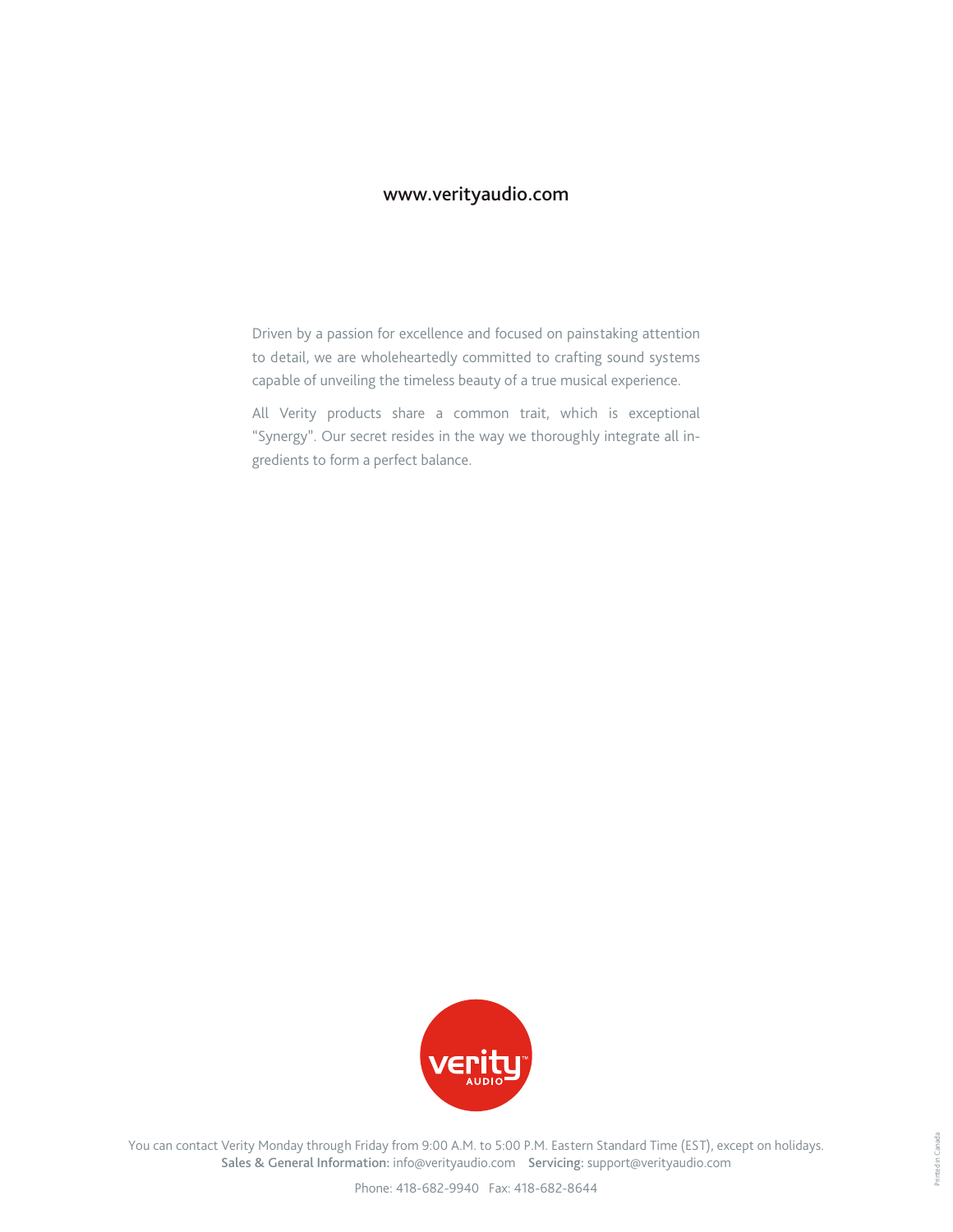www.verityaudio.com

Driven by a passion for excellence and focused on painstaking attention to detail, we are wholeheartedly committed to crafting sound systems capable of unveiling the timeless beauty of a true musical experience.

All Verity products share a common trait, which is exceptional "Synergy". Our secret resides in the way we thoroughly integrate all ingredients to form a perfect balance.

You can contact Verity Monday through Friday from 9:00 A.M. to 5:00 P.M. Eastern Standard Time (EST), except on holidays.
**Sales & General Information:** info@verityaudio.com **Servicing:** support@verityaudio.com

Phone: 418-682-9940 Fax: 418-682-8644

Printed in Canada